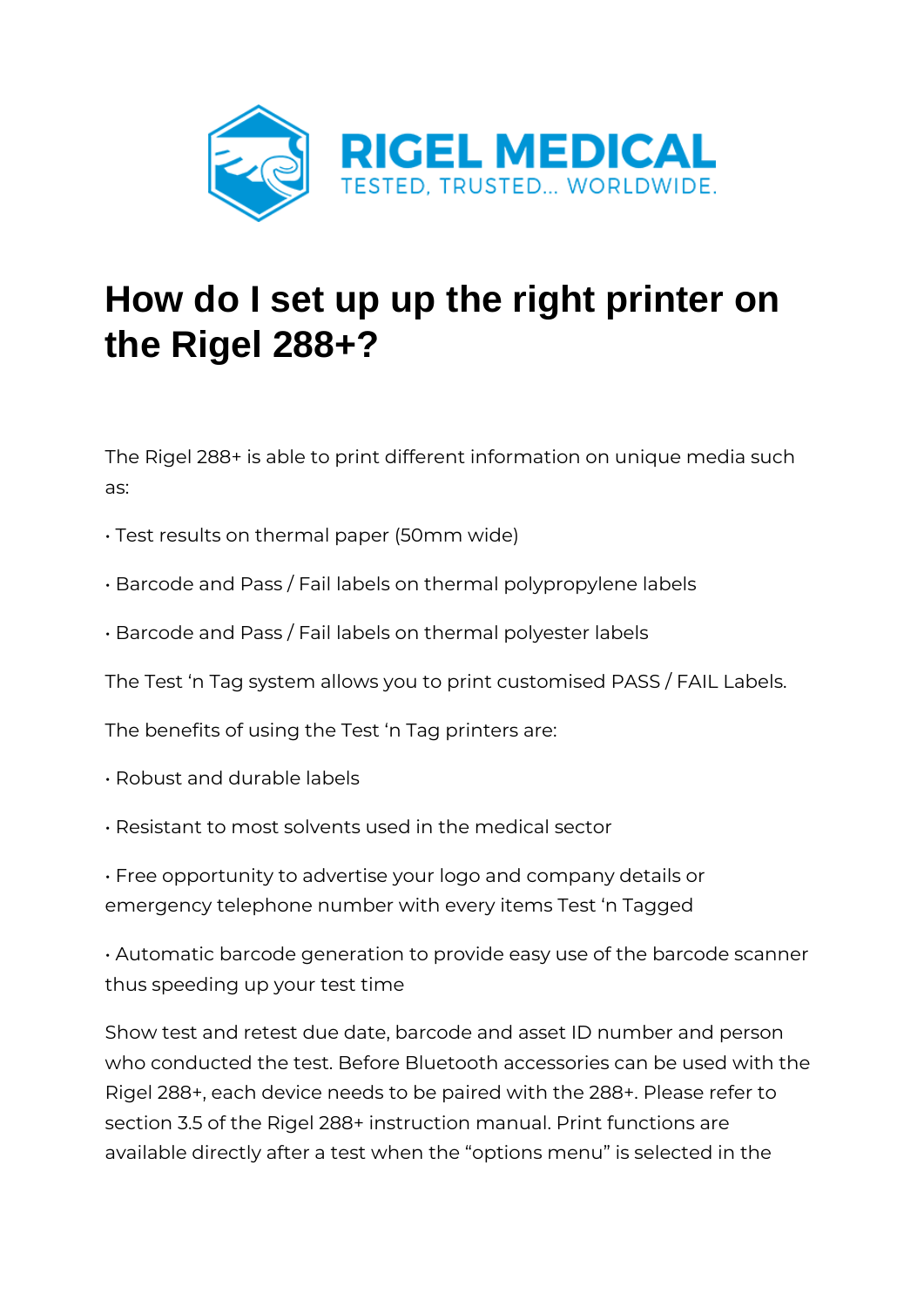RIGEL MEDICAL

TESTED, TRUSTED... WORLDWIDE.

# How do I set up up the right printer on the Rigel 288+?

The Rigel 288+ is able to print different information on unique media such as:

• Test results on thermal paper (50mm wide)

• Barcode and Pass / Fail labels on thermal polypropylene labels

• Barcode and Pass / Fail labels on thermal polyester labels

The Test 'n Tag system allows you to print customised PASS / FAIL Labels.

The benefits of using the Test 'n Tag printers are:

• Robust and durable labels

• Resistant to most solvents used in the medical sector

• Free opportunity to advertise your logo and company details or emergency telephone number with every items Test 'n Tagged

• Automatic barcode generation to provide easy use of the barcode scanner thus speeding up your test time

Show test and retest due date, barcode and asset ID number and person who conducted the test. Before Bluetooth accessories can be used with the Rigel 288+, each device needs to be paired with the 288+. Please refer to section 3.5 of the Rigel 288+ instruction manual. Print functions are available directly after a test when the "options menu" is selected in the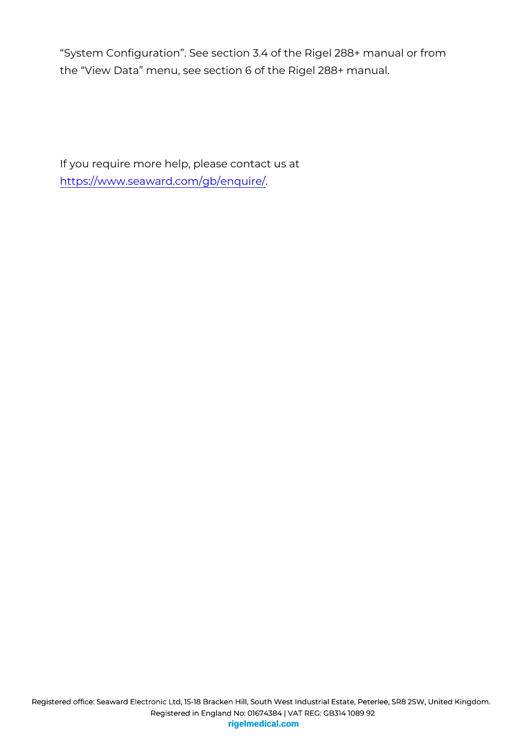"System Configuration". See section 3.4 of the Rigel 288+ manual or from the "View Data" menu, see section 6 of the Rigel 288+ manual.

If you require more help, please contact us at [https://www.seaward.com/gb/enquire/](https://www.seaward.com/gb/enquire/).